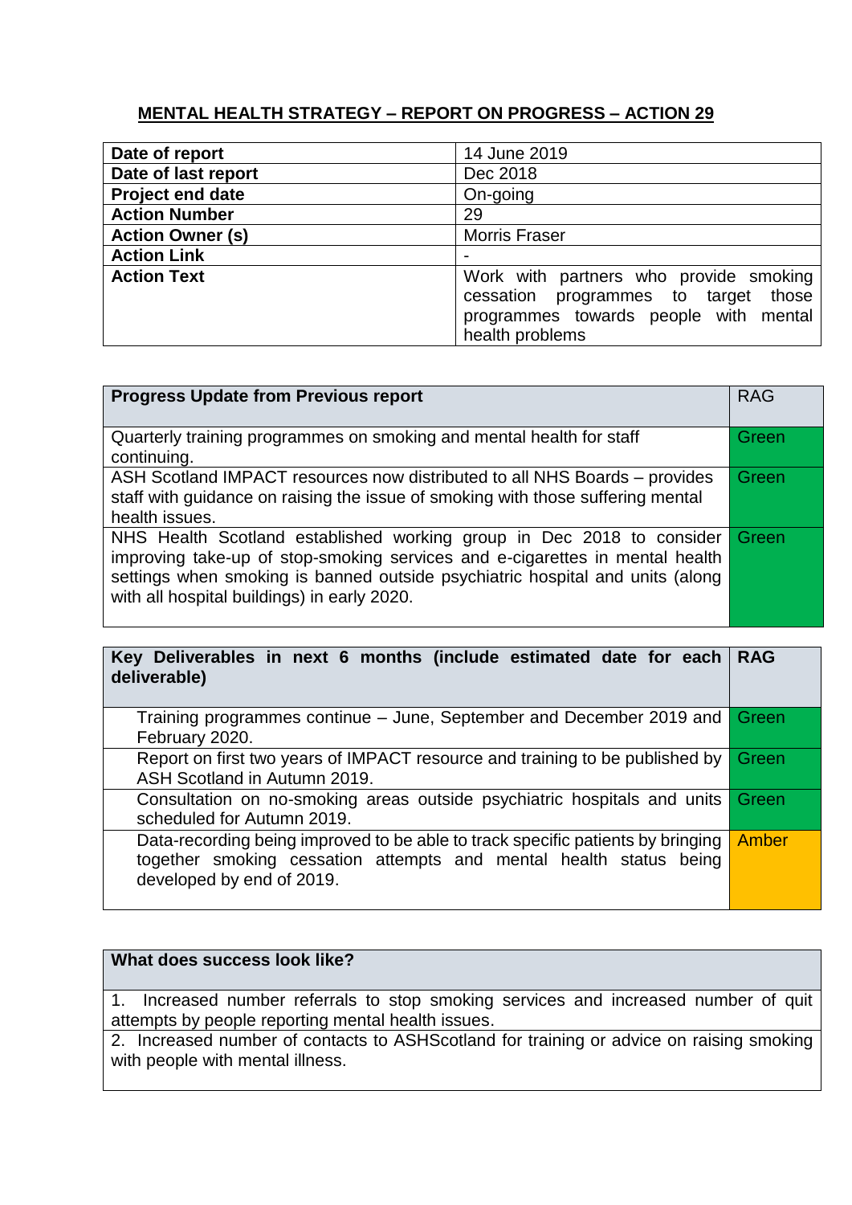## MENTAL HEALTH STRATEGY – REPORT ON PROGRESS – ACTION 29

| | |
|---|---|
| **Date of report** | 14 June 2019 |
| **Date of last report** | Dec 2018 |
| **Project end date** | On-going |
| **Action Number** | 29 |
| **Action Owner (s)** | Morris Fraser |
| **Action Link** | - |
| **Action Text** | Work with partners who provide smoking cessation programmes to target those programmes towards people with mental health problems |

| **Progress Update from Previous report** | RAG |
|---|---|
| Quarterly training programmes on smoking and mental health for staff continuing. | Green |
| ASH Scotland IMPACT resources now distributed to all NHS Boards – provides staff with guidance on raising the issue of smoking with those suffering mental health issues. | Green |
| NHS Health Scotland established working group in Dec 2018 to consider improving take-up of stop-smoking services and e-cigarettes in mental health settings when smoking is banned outside psychiatric hospital and units (along with all hospital buildings) in early 2020. | Green |

| **Key Deliverables in next 6 months (include estimated date for each deliverable)** | **RAG** |
|---|---|
| Training programmes continue – June, September and December 2019 and February 2020. | Green |
| Report on first two years of IMPACT resource and training to be published by ASH Scotland in Autumn 2019. | Green |
| Consultation on no-smoking areas outside psychiatric hospitals and units scheduled for Autumn 2019. | Green |
| Data-recording being improved to be able to track specific patients by bringing together smoking cessation attempts and mental health status being developed by end of 2019. | Amber |

| **What does success look like?** |
|---|
| 1. Increased number referrals to stop smoking services and increased number of quit attempts by people reporting mental health issues. |
| 2. Increased number of contacts to ASHScotland for training or advice on raising smoking with people with mental illness. |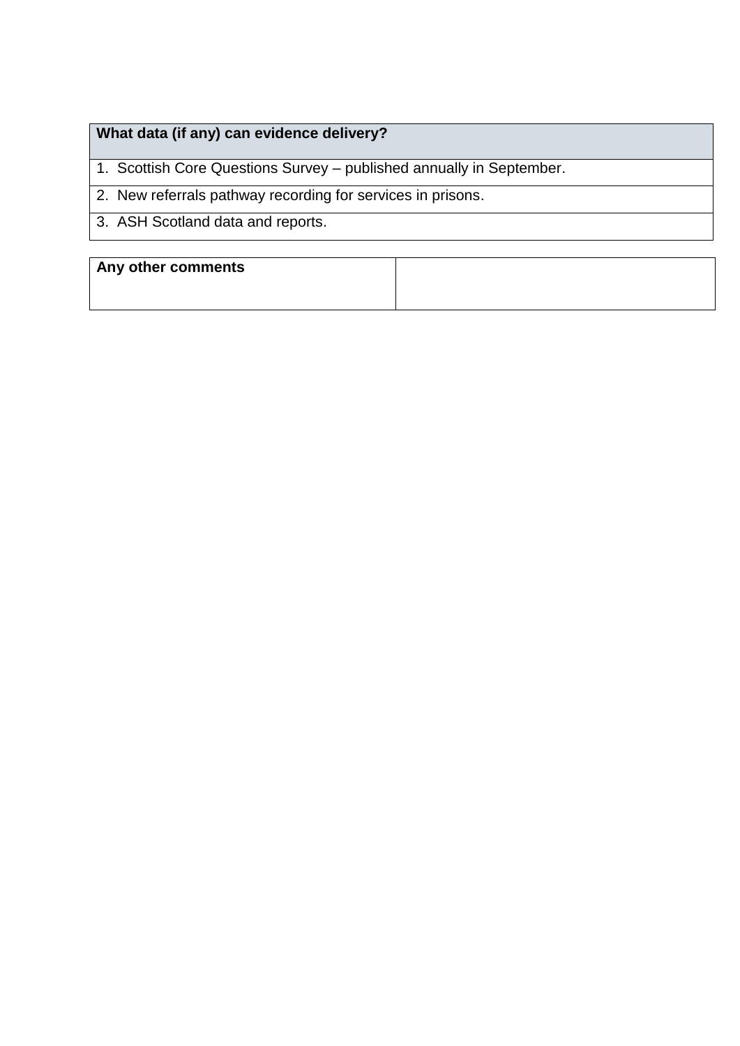| What data (if any) can evidence delivery? |
| --- |
| 1. Scottish Core Questions Survey – published annually in September. |
| 2. New referrals pathway recording for services in prisons. |
| 3. ASH Scotland data and reports. |

| Any other comments | |
| --- | --- |